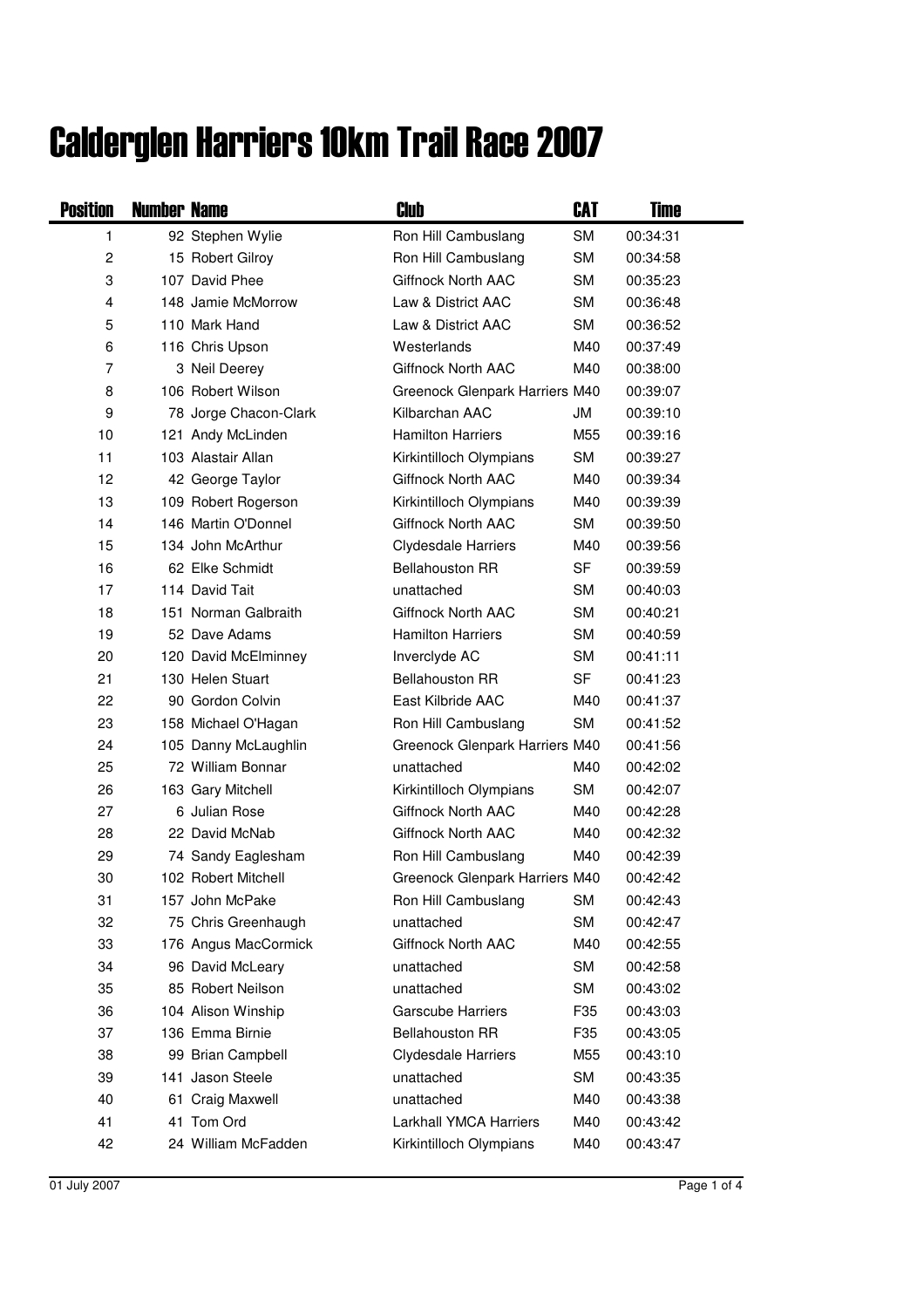# Calderglen Harriers 10km Trail Race 2007

| Position | Number | Name | Club | CAT | Time |
|---|---|---|---|---|---|
| 1 | 92 | Stephen Wylie | Ron Hill Cambuslang | SM | 00:34:31 |
| 2 | 15 | Robert Gilroy | Ron Hill Cambuslang | SM | 00:34:58 |
| 3 | 107 | David Phee | Giffnock North AAC | SM | 00:35:23 |
| 4 | 148 | Jamie McMorrow | Law & District AAC | SM | 00:36:48 |
| 5 | 110 | Mark Hand | Law & District AAC | SM | 00:36:52 |
| 6 | 116 | Chris Upson | Westerlands | M40 | 00:37:49 |
| 7 | 3 | Neil Deerey | Giffnock North AAC | M40 | 00:38:00 |
| 8 | 106 | Robert Wilson | Greenock Glenpark Harriers | M40 | 00:39:07 |
| 9 | 78 | Jorge Chacon-Clark | Kilbarchan AAC | JM | 00:39:10 |
| 10 | 121 | Andy McLinden | Hamilton Harriers | M55 | 00:39:16 |
| 11 | 103 | Alastair Allan | Kirkintilloch Olympians | SM | 00:39:27 |
| 12 | 42 | George Taylor | Giffnock North AAC | M40 | 00:39:34 |
| 13 | 109 | Robert Rogerson | Kirkintilloch Olympians | M40 | 00:39:39 |
| 14 | 146 | Martin O'Donnel | Giffnock North AAC | SM | 00:39:50 |
| 15 | 134 | John McArthur | Clydesdale Harriers | M40 | 00:39:56 |
| 16 | 62 | Elke Schmidt | Bellahouston RR | SF | 00:39:59 |
| 17 | 114 | David Tait | unattached | SM | 00:40:03 |
| 18 | 151 | Norman Galbraith | Giffnock North AAC | SM | 00:40:21 |
| 19 | 52 | Dave Adams | Hamilton Harriers | SM | 00:40:59 |
| 20 | 120 | David McElminney | Inverclyde AC | SM | 00:41:11 |
| 21 | 130 | Helen Stuart | Bellahouston RR | SF | 00:41:23 |
| 22 | 90 | Gordon Colvin | East Kilbride AAC | M40 | 00:41:37 |
| 23 | 158 | Michael O'Hagan | Ron Hill Cambuslang | SM | 00:41:52 |
| 24 | 105 | Danny McLaughlin | Greenock Glenpark Harriers | M40 | 00:41:56 |
| 25 | 72 | William Bonnar | unattached | M40 | 00:42:02 |
| 26 | 163 | Gary Mitchell | Kirkintilloch Olympians | SM | 00:42:07 |
| 27 | 6 | Julian Rose | Giffnock North AAC | M40 | 00:42:28 |
| 28 | 22 | David McNab | Giffnock North AAC | M40 | 00:42:32 |
| 29 | 74 | Sandy Eaglesham | Ron Hill Cambuslang | M40 | 00:42:39 |
| 30 | 102 | Robert Mitchell | Greenock Glenpark Harriers | M40 | 00:42:42 |
| 31 | 157 | John McPake | Ron Hill Cambuslang | SM | 00:42:43 |
| 32 | 75 | Chris Greenhaugh | unattached | SM | 00:42:47 |
| 33 | 176 | Angus MacCormick | Giffnock North AAC | M40 | 00:42:55 |
| 34 | 96 | David McLeary | unattached | SM | 00:42:58 |
| 35 | 85 | Robert Neilson | unattached | SM | 00:43:02 |
| 36 | 104 | Alison Winship | Garscube Harriers | F35 | 00:43:03 |
| 37 | 136 | Emma Birnie | Bellahouston RR | F35 | 00:43:05 |
| 38 | 99 | Brian Campbell | Clydesdale Harriers | M55 | 00:43:10 |
| 39 | 141 | Jason Steele | unattached | SM | 00:43:35 |
| 40 | 61 | Craig Maxwell | unattached | M40 | 00:43:38 |
| 41 | 41 | Tom Ord | Larkhall YMCA Harriers | M40 | 00:43:42 |
| 42 | 24 | William McFadden | Kirkintilloch Olympians | M40 | 00:43:47 |

01 July 2007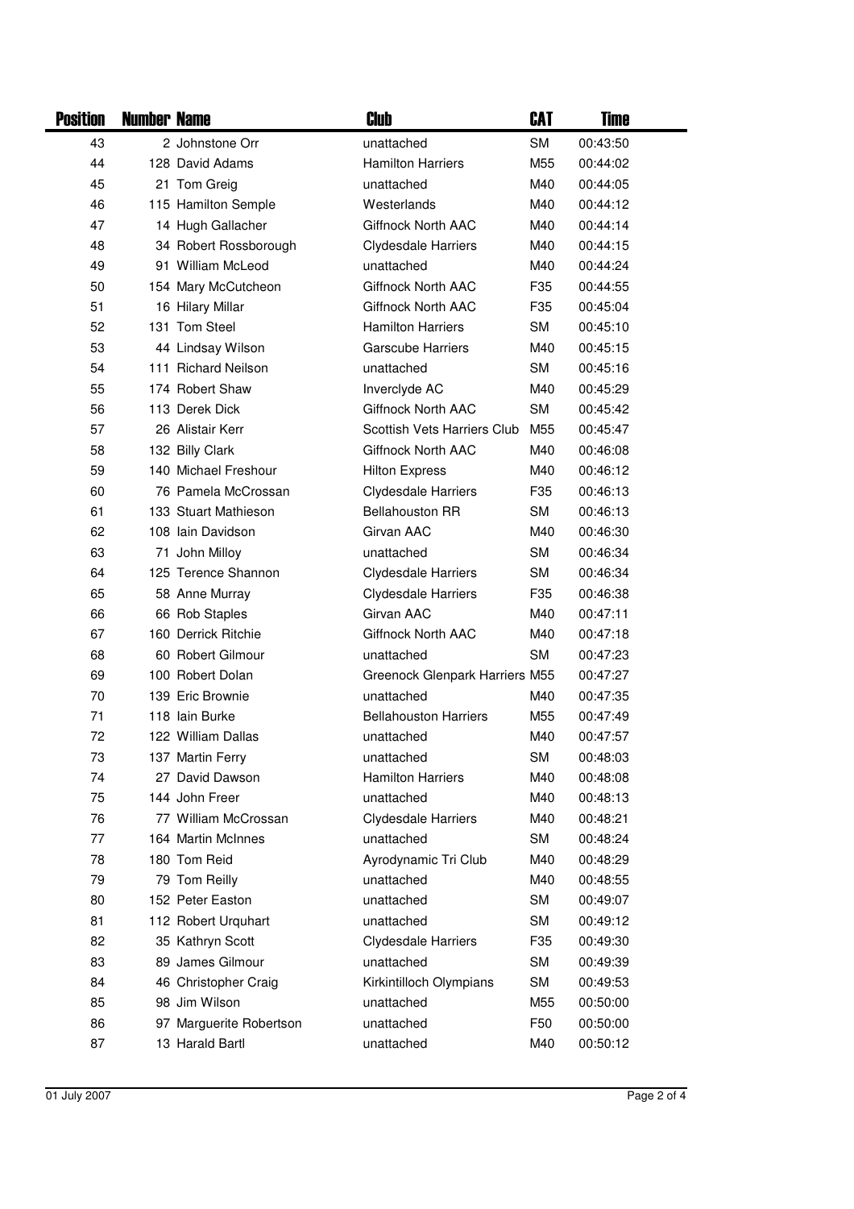| Position | Number | Name | Club | CAT | Time |
|---|---|---|---|---|---|
| 43 | 2 | Johnstone Orr | unattached | SM | 00:43:50 |
| 44 | 128 | David Adams | Hamilton Harriers | M55 | 00:44:02 |
| 45 | 21 | Tom Greig | unattached | M40 | 00:44:05 |
| 46 | 115 | Hamilton Semple | Westerlands | M40 | 00:44:12 |
| 47 | 14 | Hugh Gallacher | Giffnock North AAC | M40 | 00:44:14 |
| 48 | 34 | Robert Rossborough | Clydesdale Harriers | M40 | 00:44:15 |
| 49 | 91 | William McLeod | unattached | M40 | 00:44:24 |
| 50 | 154 | Mary McCutcheon | Giffnock North AAC | F35 | 00:44:55 |
| 51 | 16 | Hilary Millar | Giffnock North AAC | F35 | 00:45:04 |
| 52 | 131 | Tom Steel | Hamilton Harriers | SM | 00:45:10 |
| 53 | 44 | Lindsay Wilson | Garscube Harriers | M40 | 00:45:15 |
| 54 | 111 | Richard Neilson | unattached | SM | 00:45:16 |
| 55 | 174 | Robert Shaw | Inverclyde AC | M40 | 00:45:29 |
| 56 | 113 | Derek Dick | Giffnock North AAC | SM | 00:45:42 |
| 57 | 26 | Alistair Kerr | Scottish Vets Harriers Club | M55 | 00:45:47 |
| 58 | 132 | Billy Clark | Giffnock North AAC | M40 | 00:46:08 |
| 59 | 140 | Michael Freshour | Hilton Express | M40 | 00:46:12 |
| 60 | 76 | Pamela McCrossan | Clydesdale Harriers | F35 | 00:46:13 |
| 61 | 133 | Stuart Mathieson | Bellahouston RR | SM | 00:46:13 |
| 62 | 108 | Iain Davidson | Girvan AAC | M40 | 00:46:30 |
| 63 | 71 | John Milloy | unattached | SM | 00:46:34 |
| 64 | 125 | Terence Shannon | Clydesdale Harriers | SM | 00:46:34 |
| 65 | 58 | Anne Murray | Clydesdale Harriers | F35 | 00:46:38 |
| 66 | 66 | Rob Staples | Girvan AAC | M40 | 00:47:11 |
| 67 | 160 | Derrick Ritchie | Giffnock North AAC | M40 | 00:47:18 |
| 68 | 60 | Robert Gilmour | unattached | SM | 00:47:23 |
| 69 | 100 | Robert Dolan | Greenock Glenpark Harriers | M55 | 00:47:27 |
| 70 | 139 | Eric Brownie | unattached | M40 | 00:47:35 |
| 71 | 118 | Iain Burke | Bellahouston Harriers | M55 | 00:47:49 |
| 72 | 122 | William Dallas | unattached | M40 | 00:47:57 |
| 73 | 137 | Martin Ferry | unattached | SM | 00:48:03 |
| 74 | 27 | David Dawson | Hamilton Harriers | M40 | 00:48:08 |
| 75 | 144 | John Freer | unattached | M40 | 00:48:13 |
| 76 | 77 | William McCrossan | Clydesdale Harriers | M40 | 00:48:21 |
| 77 | 164 | Martin McInnes | unattached | SM | 00:48:24 |
| 78 | 180 | Tom Reid | Ayrodynamic Tri Club | M40 | 00:48:29 |
| 79 | 79 | Tom Reilly | unattached | M40 | 00:48:55 |
| 80 | 152 | Peter Easton | unattached | SM | 00:49:07 |
| 81 | 112 | Robert Urquhart | unattached | SM | 00:49:12 |
| 82 | 35 | Kathryn Scott | Clydesdale Harriers | F35 | 00:49:30 |
| 83 | 89 | James Gilmour | unattached | SM | 00:49:39 |
| 84 | 46 | Christopher Craig | Kirkintilloch Olympians | SM | 00:49:53 |
| 85 | 98 | Jim Wilson | unattached | M55 | 00:50:00 |
| 86 | 97 | Marguerite Robertson | unattached | F50 | 00:50:00 |
| 87 | 13 | Harald Bartl | unattached | M40 | 00:50:12 |

01 July 2007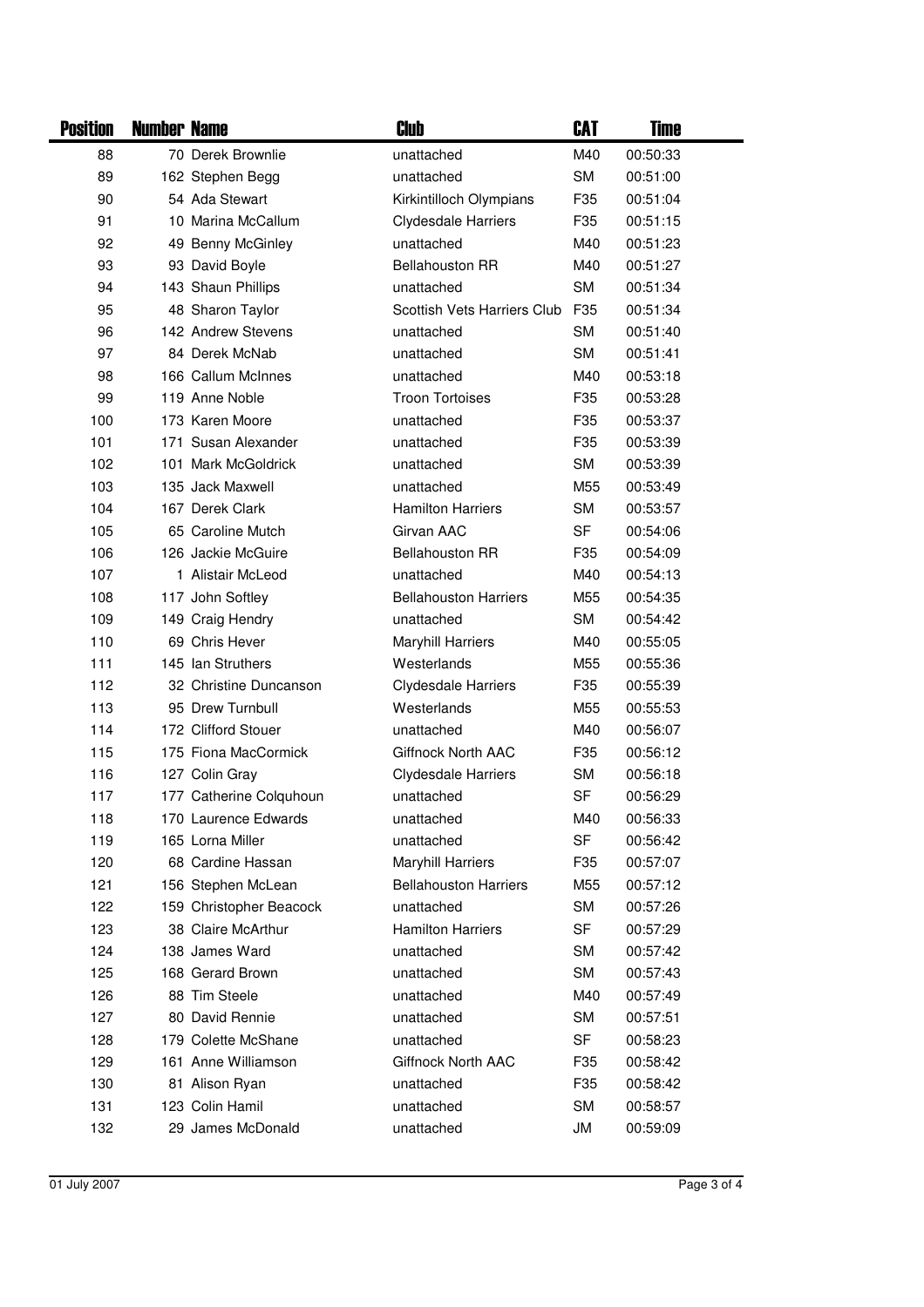| Position | Number | Name | Club | CAT | Time |
|---|---|---|---|---|---|
| 88 | 70 | Derek Brownlie | unattached | M40 | 00:50:33 |
| 89 | 162 | Stephen Begg | unattached | SM | 00:51:00 |
| 90 | 54 | Ada Stewart | Kirkintilloch Olympians | F35 | 00:51:04 |
| 91 | 10 | Marina McCallum | Clydesdale Harriers | F35 | 00:51:15 |
| 92 | 49 | Benny McGinley | unattached | M40 | 00:51:23 |
| 93 | 93 | David Boyle | Bellahouston RR | M40 | 00:51:27 |
| 94 | 143 | Shaun Phillips | unattached | SM | 00:51:34 |
| 95 | 48 | Sharon Taylor | Scottish Vets Harriers Club | F35 | 00:51:34 |
| 96 | 142 | Andrew Stevens | unattached | SM | 00:51:40 |
| 97 | 84 | Derek McNab | unattached | SM | 00:51:41 |
| 98 | 166 | Callum McInnes | unattached | M40 | 00:53:18 |
| 99 | 119 | Anne Noble | Troon Tortoises | F35 | 00:53:28 |
| 100 | 173 | Karen Moore | unattached | F35 | 00:53:37 |
| 101 | 171 | Susan Alexander | unattached | F35 | 00:53:39 |
| 102 | 101 | Mark McGoldrick | unattached | SM | 00:53:39 |
| 103 | 135 | Jack Maxwell | unattached | M55 | 00:53:49 |
| 104 | 167 | Derek Clark | Hamilton Harriers | SM | 00:53:57 |
| 105 | 65 | Caroline Mutch | Girvan AAC | SF | 00:54:06 |
| 106 | 126 | Jackie McGuire | Bellahouston RR | F35 | 00:54:09 |
| 107 | 1 | Alistair McLeod | unattached | M40 | 00:54:13 |
| 108 | 117 | John Softley | Bellahouston Harriers | M55 | 00:54:35 |
| 109 | 149 | Craig Hendry | unattached | SM | 00:54:42 |
| 110 | 69 | Chris Hever | Maryhill Harriers | M40 | 00:55:05 |
| 111 | 145 | Ian Struthers | Westerlands | M55 | 00:55:36 |
| 112 | 32 | Christine Duncanson | Clydesdale Harriers | F35 | 00:55:39 |
| 113 | 95 | Drew Turnbull | Westerlands | M55 | 00:55:53 |
| 114 | 172 | Clifford Stouer | unattached | M40 | 00:56:07 |
| 115 | 175 | Fiona MacCormick | Giffnock North AAC | F35 | 00:56:12 |
| 116 | 127 | Colin Gray | Clydesdale Harriers | SM | 00:56:18 |
| 117 | 177 | Catherine Colquhoun | unattached | SF | 00:56:29 |
| 118 | 170 | Laurence Edwards | unattached | M40 | 00:56:33 |
| 119 | 165 | Lorna Miller | unattached | SF | 00:56:42 |
| 120 | 68 | Cardine Hassan | Maryhill Harriers | F35 | 00:57:07 |
| 121 | 156 | Stephen McLean | Bellahouston Harriers | M55 | 00:57:12 |
| 122 | 159 | Christopher Beacock | unattached | SM | 00:57:26 |
| 123 | 38 | Claire McArthur | Hamilton Harriers | SF | 00:57:29 |
| 124 | 138 | James Ward | unattached | SM | 00:57:42 |
| 125 | 168 | Gerard Brown | unattached | SM | 00:57:43 |
| 126 | 88 | Tim Steele | unattached | M40 | 00:57:49 |
| 127 | 80 | David Rennie | unattached | SM | 00:57:51 |
| 128 | 179 | Colette McShane | unattached | SF | 00:58:23 |
| 129 | 161 | Anne Williamson | Giffnock North AAC | F35 | 00:58:42 |
| 130 | 81 | Alison Ryan | unattached | F35 | 00:58:42 |
| 131 | 123 | Colin Hamil | unattached | SM | 00:58:57 |
| 132 | 29 | James McDonald | unattached | JM | 00:59:09 |

01 July 2007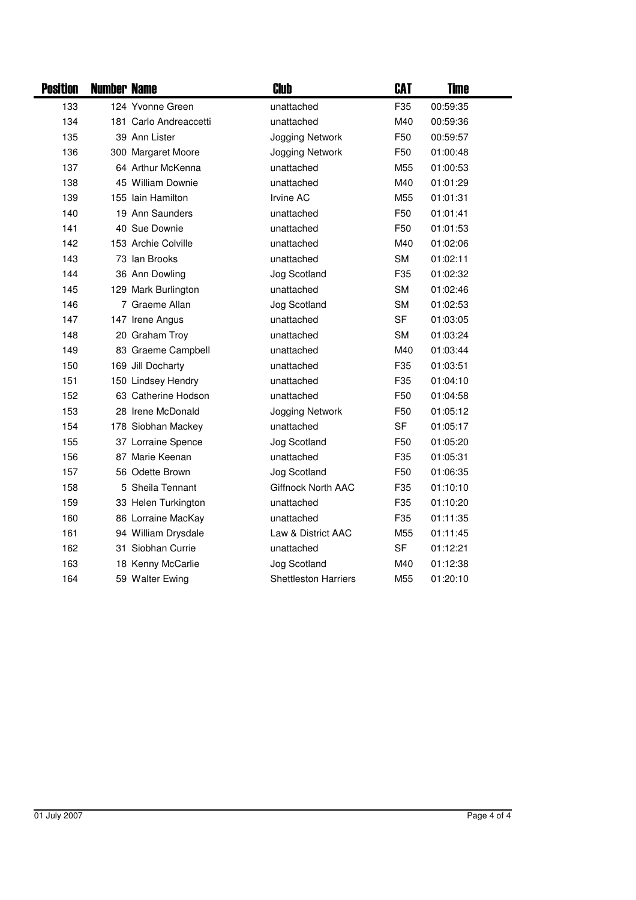| Position | Number | Name | Club | CAT | Time |
|---|---|---|---|---|---|
| 133 | 124 | Yvonne Green | unattached | F35 | 00:59:35 |
| 134 | 181 | Carlo Andreaccetti | unattached | M40 | 00:59:36 |
| 135 | 39 | Ann Lister | Jogging Network | F50 | 00:59:57 |
| 136 | 300 | Margaret Moore | Jogging Network | F50 | 01:00:48 |
| 137 | 64 | Arthur McKenna | unattached | M55 | 01:00:53 |
| 138 | 45 | William Downie | unattached | M40 | 01:01:29 |
| 139 | 155 | Iain Hamilton | Irvine AC | M55 | 01:01:31 |
| 140 | 19 | Ann Saunders | unattached | F50 | 01:01:41 |
| 141 | 40 | Sue Downie | unattached | F50 | 01:01:53 |
| 142 | 153 | Archie Colville | unattached | M40 | 01:02:06 |
| 143 | 73 | Ian Brooks | unattached | SM | 01:02:11 |
| 144 | 36 | Ann Dowling | Jog Scotland | F35 | 01:02:32 |
| 145 | 129 | Mark Burlington | unattached | SM | 01:02:46 |
| 146 | 7 | Graeme Allan | Jog Scotland | SM | 01:02:53 |
| 147 | 147 | Irene Angus | unattached | SF | 01:03:05 |
| 148 | 20 | Graham Troy | unattached | SM | 01:03:24 |
| 149 | 83 | Graeme Campbell | unattached | M40 | 01:03:44 |
| 150 | 169 | Jill Docharty | unattached | F35 | 01:03:51 |
| 151 | 150 | Lindsey Hendry | unattached | F35 | 01:04:10 |
| 152 | 63 | Catherine Hodson | unattached | F50 | 01:04:58 |
| 153 | 28 | Irene McDonald | Jogging Network | F50 | 01:05:12 |
| 154 | 178 | Siobhan Mackey | unattached | SF | 01:05:17 |
| 155 | 37 | Lorraine Spence | Jog Scotland | F50 | 01:05:20 |
| 156 | 87 | Marie Keenan | unattached | F35 | 01:05:31 |
| 157 | 56 | Odette Brown | Jog Scotland | F50 | 01:06:35 |
| 158 | 5 | Sheila Tennant | Giffnock North AAC | F35 | 01:10:10 |
| 159 | 33 | Helen Turkington | unattached | F35 | 01:10:20 |
| 160 | 86 | Lorraine MacKay | unattached | F35 | 01:11:35 |
| 161 | 94 | William Drysdale | Law & District AAC | M55 | 01:11:45 |
| 162 | 31 | Siobhan Currie | unattached | SF | 01:12:21 |
| 163 | 18 | Kenny McCarlie | Jog Scotland | M40 | 01:12:38 |
| 164 | 59 | Walter Ewing | Shettleston Harriers | M55 | 01:20:10 |

01 July 2007